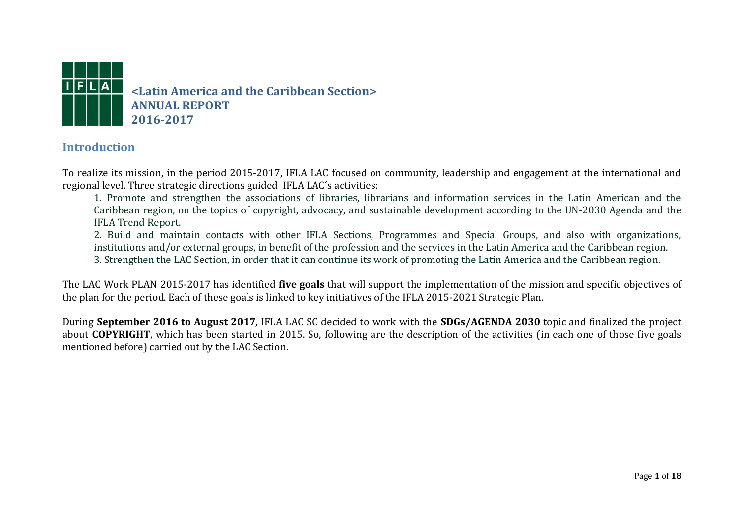# <Latin America and the Caribbean Section>
# ANNUAL REPORT
# 2016-2017

## Introduction

To realize its mission, in the period 2015-2017, IFLA LAC focused on community, leadership and engagement at the international and regional level. Three strategic directions guided IFLA LAC´s activities:

1. Promote and strengthen the associations of libraries, librarians and information services in the Latin American and the Caribbean region, on the topics of copyright, advocacy, and sustainable development according to the UN-2030 Agenda and the IFLA Trend Report.
2. Build and maintain contacts with other IFLA Sections, Programmes and Special Groups, and also with organizations, institutions and/or external groups, in benefit of the profession and the services in the Latin America and the Caribbean region.
3. Strengthen the LAC Section, in order that it can continue its work of promoting the Latin America and the Caribbean region.

The LAC Work PLAN 2015-2017 has identified **five goals** that will support the implementation of the mission and specific objectives of the plan for the period. Each of these goals is linked to key initiatives of the IFLA 2015-2021 Strategic Plan.

During **September 2016 to August 2017**, IFLA LAC SC decided to work with the **SDGs/AGENDA 2030** topic and finalized the project about **COPYRIGHT**, which has been started in 2015. So, following are the description of the activities (in each one of those five goals mentioned before) carried out by the LAC Section.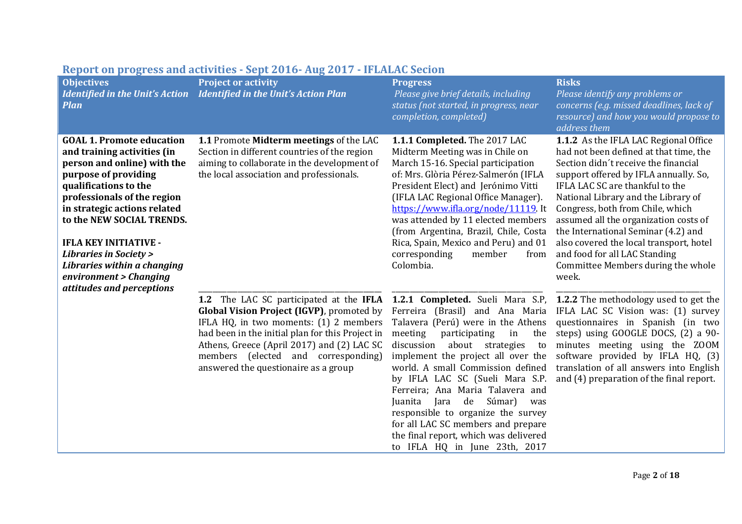## Report on progress and activities - Sept 2016- Aug 2017 - IFLALAC Secion

| **Objectives** *Identified in the Unit's Action Plan* | **Project or activity** *Identified in the Unit's Action Plan* | **Progress** *Please give brief details, including status (not started, in progress, near completion, completed)* | **Risks** *Please identify any problems or concerns (e.g. missed deadlines, lack of resource) and how you would propose to address them* |
|---|---|---|---|
| **GOAL 1. Promote education and training activities (in person and online) with the purpose of providing qualifications to the professionals of the region in strategic actions related to the NEW SOCIAL TRENDS.** **IFLA KEY INITIATIVE -** ***Libraries in Society > Libraries within a changing environment > Changing attitudes and perceptions*** | **1.1** Promote **Midterm meetings** of the LAC Section in different countries of the region aiming to collaborate in the development of the local association and professionals. | **1.1.1 Completed.** The 2017 LAC Midterm Meeting was in Chile on March 15-16. Special participation of: Mrs. Glòria Pérez-Salmerón (IFLA President Elect) and Jerónimo Vitti (IFLA LAC Regional Office Manager). https://www.ifla.org/node/11119. It was attended by 11 elected members (from Argentina, Brazil, Chile, Costa Rica, Spain, Mexico and Peru) and 01 corresponding member from Colombia. | **1.1.2** As the IFLA LAC Regional Office had not been defined at that time, the Section didn´t receive the financial support offered by IFLA annually. So, IFLA LAC SC are thankful to the National Library and the Library of Congress, both from Chile, which assumed all the organization costs of the International Seminar (4.2) and also covered the local transport, hotel and food for all LAC Standing Committee Members during the whole week. |
| | **1.2** The LAC SC participated at the **IFLA Global Vision Project (IGVP)**, promoted by IFLA HQ, in two moments: (1) 2 members had been in the initial plan for this Project in Athens, Greece (April 2017) and (2) LAC SC members (elected and corresponding) answered the questionaire as a group | **1.2.1 Completed.** Sueli Mara S.P, Ferreira (Brasil) and Ana Maria Talavera (Perú) were in the Athens meeting participating in the discussion about strategies to implement the project all over the world. A small Commission defined by IFLA LAC SC (Sueli Mara S.P. Ferreira; Ana Maria Talavera and Juanita Jara de Súmar) was responsible to organize the survey for all LAC SC members and prepare the final report, which was delivered to IFLA HQ in June 23th, 2017 | **1.2.2** The methodology used to get the IFLA LAC SC Vision was: (1) survey questionnaires in Spanish (in two steps) using GOOGLE DOCS, (2) a 90-minutes meeting using the ZOOM software provided by IFLA HQ, (3) translation of all answers into English and (4) preparation of the final report. |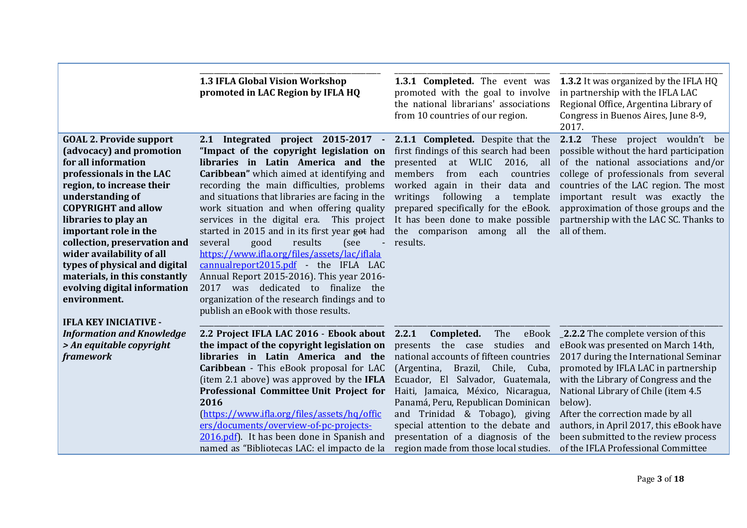| | | | |
|---|---|---|---|
| | **1.3 IFLA Global Vision Workshop promoted in LAC Region by IFLA HQ** | **1.3.1 Completed.** The event was promoted with the goal to involve the national librarians' associations from 10 countries of our region. | **1.3.2** It was organized by the IFLA HQ in partnership with the IFLA LAC Regional Office, Argentina Library of Congress in Buenos Aires, June 8-9, 2017. |
| **GOAL 2. Provide support (advocacy) and promotion for all information professionals in the LAC region, to increase their understanding of COPYRIGHT and allow libraries to play an important role in the collection, preservation and wider availability of all types of physical and digital materials, in this constantly evolving digital information environment.**<br><br>**IFLA KEY INICIATIVE -** ***Information and Knowledge > An equitable copyright framework*** | **2.1 Integrated project 2015-2017 - "Impact of the copyright legislation on libraries in Latin America and the Caribbean"** which aimed at identifying and recording the main difficulties, problems and situations that libraries are facing in the work situation and when offering quality services in the digital era. This project started in 2015 and in its first year ~~got~~ had several good results (see - https://www.ifla.org/files/assets/lac/iflalacannualreport2015.pdf - the IFLA LAC Annual Report 2015-2016). This year 2016-2017 was dedicated to finalize the organization of the research findings and to publish an eBook with those results. | **2.1.1 Completed.** Despite that the first findings of this search had been presented at WLIC 2016, all members from each countries worked again in their data and writings following a template prepared specifically for the eBook. It has been done to make possible the comparison among all the results. | **2.1.2** These project wouldn't be possible without the hard participation of the national associations and/or college of professionals from several countries of the LAC region. The most important result was exactly the approximation of those groups and the partnership with the LAC SC. Thanks to all of them. |
| | **2.2 Project IFLA LAC 2016 - Ebook about the impact of the copyright legislation on libraries in Latin America and the Caribbean** - This eBook proposal for LAC (item 2.1 above) was approved by the **IFLA Professional Committee Unit Project for 2016** (https://www.ifla.org/files/assets/hq/officers/documents/overview-of-pc-projects-2016.pdf). It has been done in Spanish and named as "Bibliotecas LAC: el impacto de la | **2.2.1 Completed.** The eBook presents the case studies and national accounts of fifteen countries (Argentina, Brazil, Chile, Cuba, Ecuador, El Salvador, Guatemala, Haiti, Jamaica, México, Nicaragua, Panamá, Peru, Republican Dominican and Trinidad & Tobago), giving special attention to the debate and presentation of a diagnosis of the region made from those local studies. | **2.2.2** The complete version of this eBook was presented on March 14th, 2017 during the International Seminar promoted by IFLA LAC in partnership with the Library of Congress and the National Library of Chile (item 4.5 below).<br>After the correction made by all authors, in April 2017, this eBook have been submitted to the review process of the IFLA Professional Committee |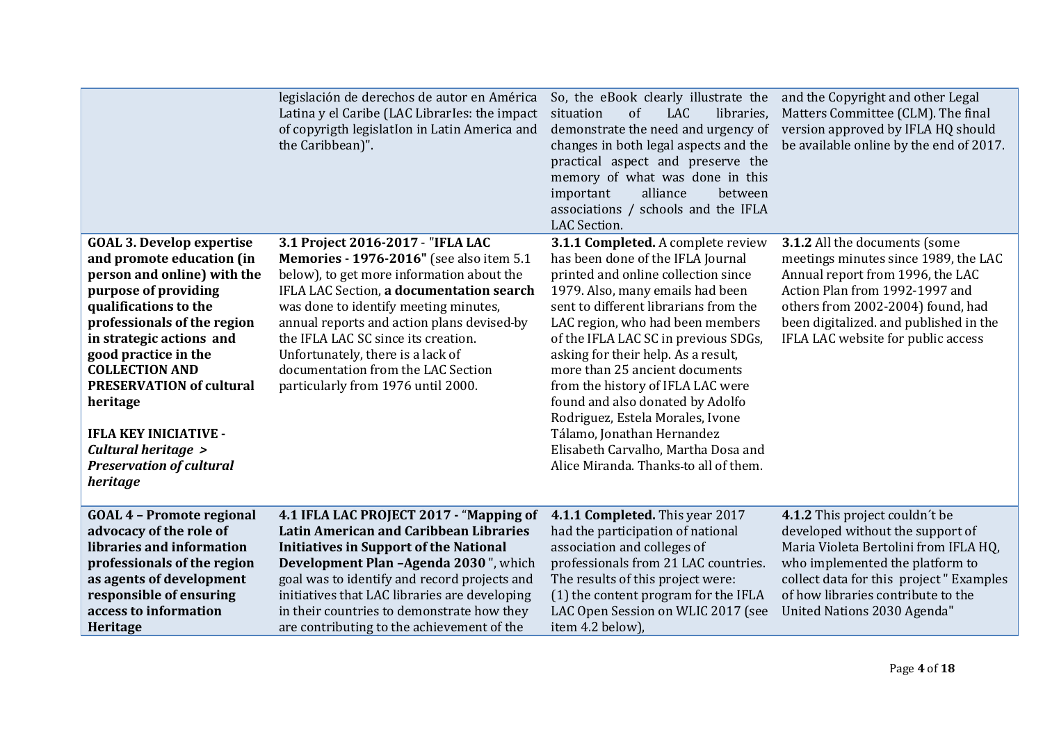| | | | |
|---|---|---|---|
| | legislación de derechos de autor en América Latina y el Caribe (LAC LibrarIes: the impact of copyrigth legislatIon in Latin America and the Caribbean)". | So, the eBook clearly illustrate the situation of LAC libraries, demonstrate the need and urgency of changes in both legal aspects and the practical aspect and preserve the memory of what was done in this important alliance between associations / schools and the IFLA LAC Section. | and the Copyright and other Legal Matters Committee (CLM). The final version approved by IFLA HQ should be available online by the end of 2017. |
| **GOAL 3. Develop expertise and promote education (in person and online) with the purpose of providing qualifications to the professionals of the region in strategic actions and good practice in the COLLECTION AND PRESERVATION of cultural heritage**<br><br>**IFLA KEY INICIATIVE -** ***Cultural heritage > Preservation of cultural heritage*** | **3.1 Project 2016-2017 - "IFLA LAC Memories - 1976-2016"** (see also item 5.1 below), to get more information about the IFLA LAC Section, **a documentation search** was done to identify meeting minutes, annual reports and action plans devised by the IFLA LAC SC since its creation. Unfortunately, there is a lack of documentation from the LAC Section particularly from 1976 until 2000. | **3.1.1 Completed.** A complete review has been done of the IFLA Journal printed and online collection since 1979. Also, many emails had been sent to different librarians from the LAC region, who had been members of the IFLA LAC SC in previous SDGs, asking for their help. As a result, more than 25 ancient documents from the history of IFLA LAC were found and also donated by Adolfo Rodriguez, Estela Morales, Ivone Tálamo, Jonathan Hernandez Elisabeth Carvalho, Martha Dosa and Alice Miranda. Thanks to all of them. | **3.1.2** All the documents (some meetings minutes since 1989, the LAC Annual report from 1996, the LAC Action Plan from 1992-1997 and others from 2002-2004) found, had been digitalized. and published in the IFLA LAC website for public access |
| **GOAL 4 – Promote regional advocacy of the role of libraries and information professionals of the region as agents of development responsible of ensuring access to information Heritage** | **4.1 IFLA LAC PROJECT 2017 - "Mapping of Latin American and Caribbean Libraries Initiatives in Support of the National Development Plan –Agenda 2030** ", which goal was to identify and record projects and initiatives that LAC libraries are developing in their countries to demonstrate how they are contributing to the achievement of the | **4.1.1 Completed.** This year 2017 had the participation of national association and colleges of professionals from 21 LAC countries. The results of this project were: (1) the content program for the IFLA LAC Open Session on WLIC 2017 (see item 4.2 below), | **4.1.2** This project couldn´t be developed without the support of Maria Violeta Bertolini from IFLA HQ, who implemented the platform to collect data for this project " Examples of how libraries contribute to the United Nations 2030 Agenda" |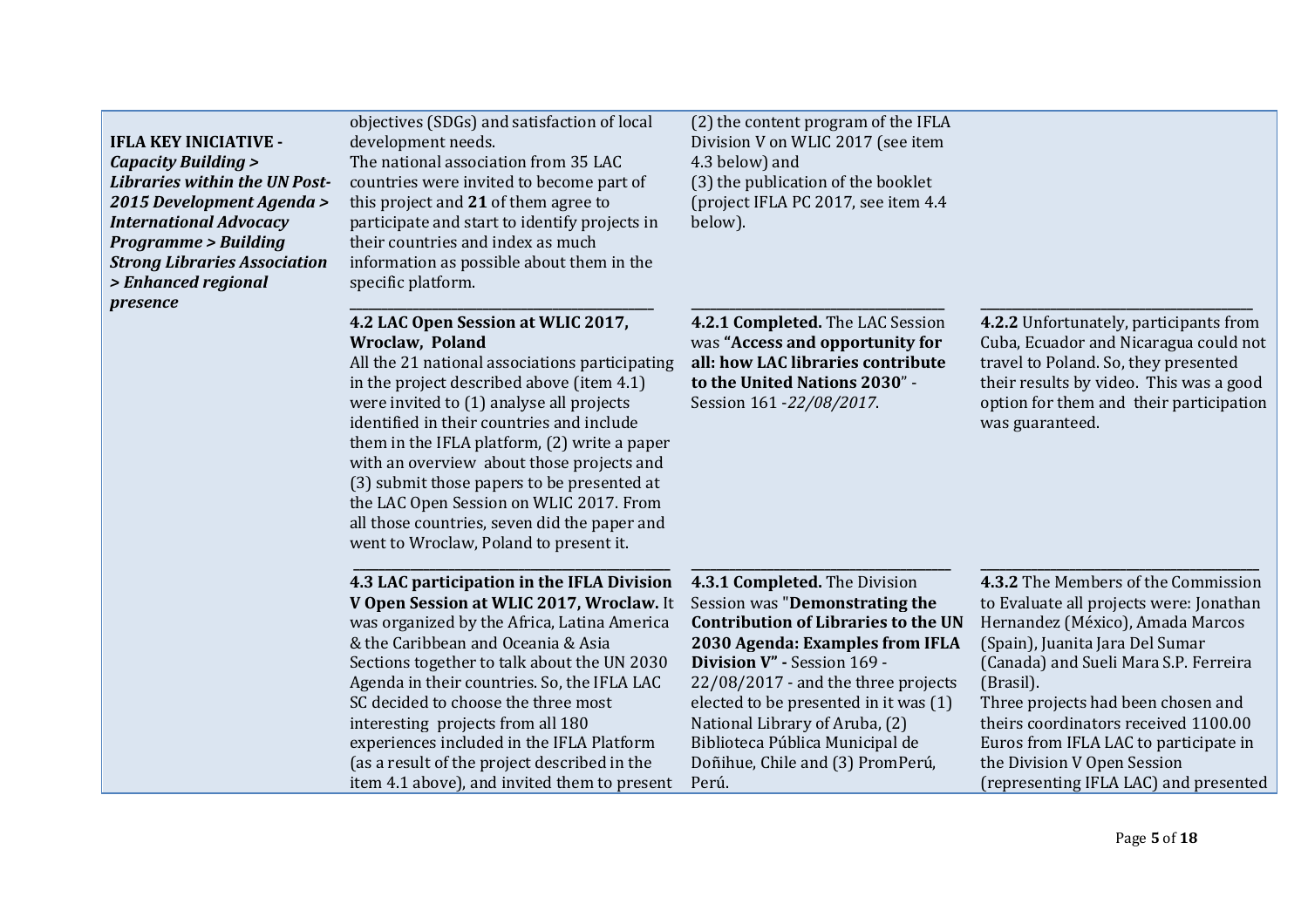| | | | |
|---|---|---|---|
| **IFLA KEY INICIATIVE -** ***Capacity Building > Libraries within the UN Post-2015 Development Agenda > International Advocacy Programme > Building Strong Libraries Association > Enhanced regional presence*** | objectives (SDGs) and satisfaction of local development needs.<br>The national association from 35 LAC countries were invited to become part of this project and **21** of them agree to participate and start to identify projects in their countries and index as much information as possible about them in the specific platform. | (2) the content program of the IFLA Division V on WLIC 2017 (see item 4.3 below) and<br>(3) the publication of the booklet (project IFLA PC 2017, see item 4.4 below). | |
| | **4.2 LAC Open Session at WLIC 2017, Wroclaw, Poland**<br>All the 21 national associations participating in the project described above (item 4.1) were invited to (1) analyse all projects identified in their countries and include them in the IFLA platform, (2) write a paper with an overview about those projects and (3) submit those papers to be presented at the LAC Open Session on WLIC 2017. From all those countries, seven did the paper and went to Wroclaw, Poland to present it. | **4.2.1 Completed.** The LAC Session was **"Access and opportunity for all: how LAC libraries contribute to the United Nations 2030**" - Session 161 -*22/08/2017*. | **4.2.2** Unfortunately, participants from Cuba, Ecuador and Nicaragua could not travel to Poland. So, they presented their results by video. This was a good option for them and their participation was guaranteed. |
| | **4.3 LAC participation in the IFLA Division V Open Session at WLIC 2017, Wroclaw.** It was organized by the Africa, Latina America & the Caribbean and Oceania & Asia Sections together to talk about the UN 2030 Agenda in their countries. So, the IFLA LAC SC decided to choose the three most interesting projects from all 180 experiences included in the IFLA Platform (as a result of the project described in the item 4.1 above), and invited them to present | **4.3.1 Completed.** The Division Session was "**Demonstrating the Contribution of Libraries to the UN 2030 Agenda: Examples from IFLA Division V" -** Session 169 - 22/08/2017 - and the three projects elected to be presented in it was (1) National Library of Aruba, (2) Biblioteca Pública Municipal de Doñihue, Chile and (3) PromPerú, Perú. | **4.3.2** The Members of the Commission to Evaluate all projects were: Jonathan Hernandez (México), Amada Marcos (Spain), Juanita Jara Del Sumar (Canada) and Sueli Mara S.P. Ferreira (Brasil).<br>Three projects had been chosen and theirs coordinators received 1100.00 Euros from IFLA LAC to participate in the Division V Open Session (representing IFLA LAC) and presented |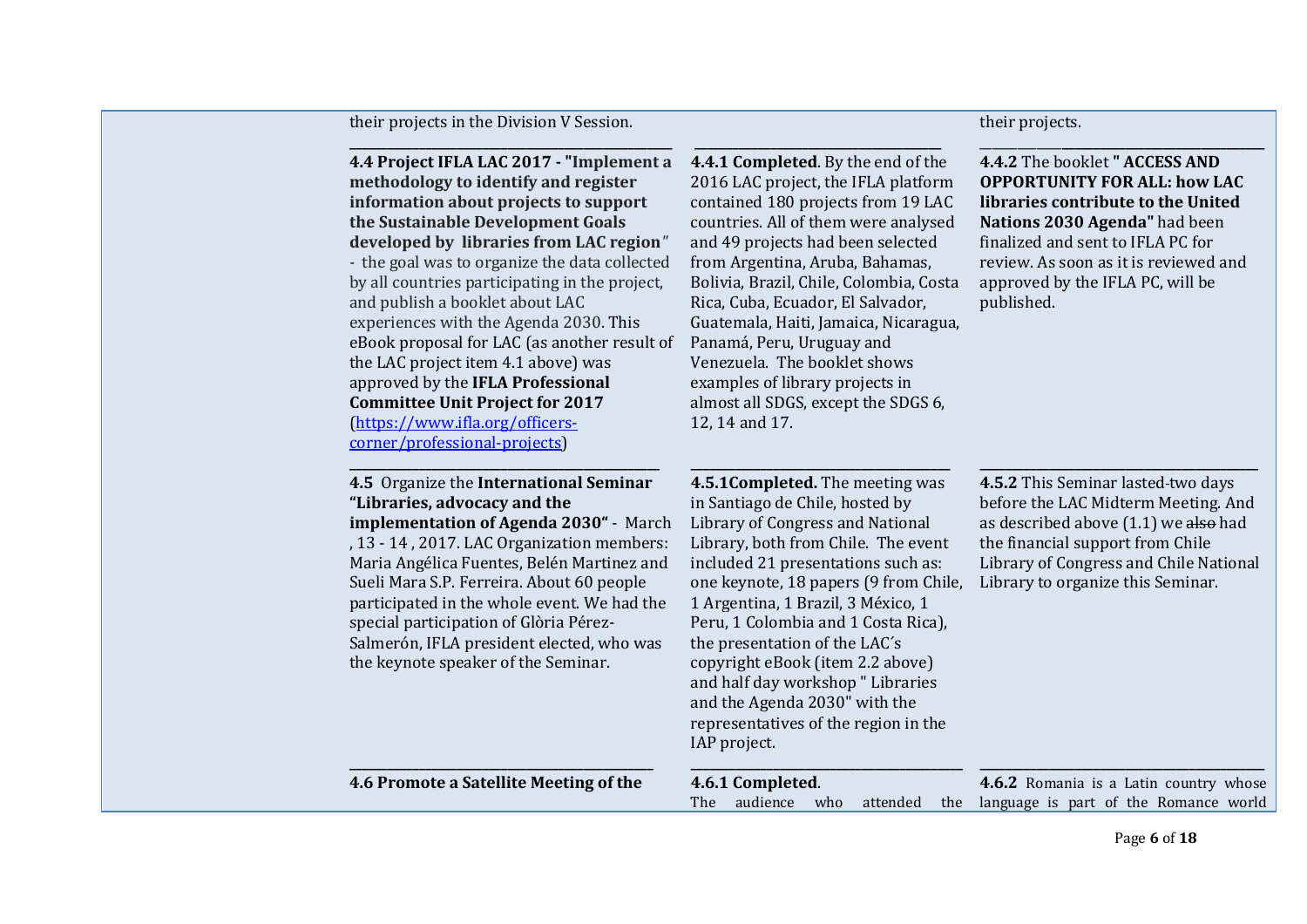| | | | |
|---|---|---|---|
| | their projects in the Division V Session. | | their projects. |
| | **4.4 Project IFLA LAC 2017 - "Implement a methodology to identify and register information about projects to support the Sustainable Development Goals developed by libraries from LAC region"** - the goal was to organize the data collected by all countries participating in the project, and publish a booklet about LAC experiences with the Agenda 2030. This eBook proposal for LAC (as another result of the LAC project item 4.1 above) was approved by the **IFLA Professional Committee Unit Project for 2017** ([https://www.ifla.org/officers-corner/professional-projects](https://www.ifla.org/officers-corner/professional-projects)) | **4.4.1 Completed**. By the end of the 2016 LAC project, the IFLA platform contained 180 projects from 19 LAC countries. All of them were analysed and 49 projects had been selected from Argentina, Aruba, Bahamas, Bolivia, Brazil, Chile, Colombia, Costa Rica, Cuba, Ecuador, El Salvador, Guatemala, Haiti, Jamaica, Nicaragua, Panamá, Peru, Uruguay and Venezuela. The booklet shows examples of library projects in almost all SDGS, except the SDGS 6, 12, 14 and 17. | **4.4.2** The booklet **" ACCESS AND OPPORTUNITY FOR ALL: how LAC libraries contribute to the United Nations 2030 Agenda"** had been finalized and sent to IFLA PC for review. As soon as it is reviewed and approved by the IFLA PC, will be published. |
| | **4.5** Organize the **International Seminar "Libraries, advocacy and the implementation of Agenda 2030"** - March , 13 - 14 , 2017. LAC Organization members: Maria Angélica Fuentes, Belén Martinez and Sueli Mara S.P. Ferreira. About 60 people participated in the whole event. We had the special participation of Glòria Pérez-Salmerón, IFLA president elected, who was the keynote speaker of the Seminar. | **4.5.1Completed.** The meeting was in Santiago de Chile, hosted by Library of Congress and National Library, both from Chile. The event included 21 presentations such as: one keynote, 18 papers (9 from Chile, 1 Argentina, 1 Brazil, 3 México, 1 Peru, 1 Colombia and 1 Costa Rica), the presentation of the LAC´s copyright eBook (item 2.2 above) and half day workshop " Libraries and the Agenda 2030" with the representatives of the region in the IAP project. | **4.5.2** This Seminar lasted-two days before the LAC Midterm Meeting. And as described above (1.1) we ~~also~~ had the financial support from Chile Library of Congress and Chile National Library to organize this Seminar. |
| | **4.6 Promote a Satellite Meeting of the** | **4.6.1 Completed**. The audience who attended the | **4.6.2** Romania is a Latin country whose language is part of the Romance world |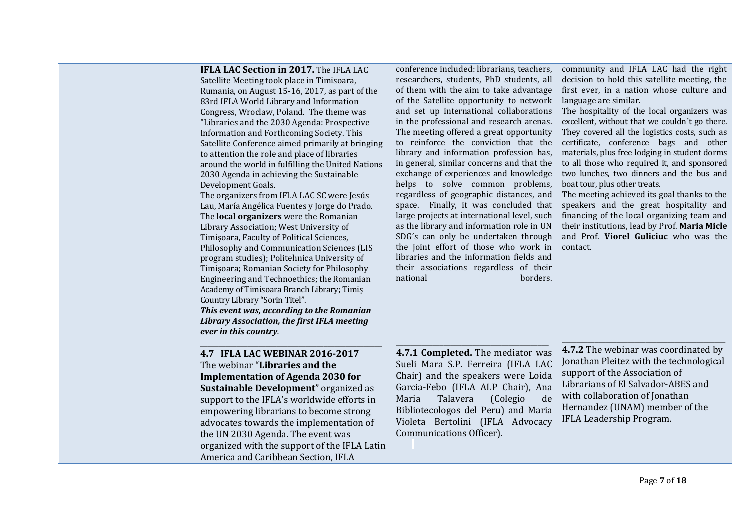**IFLA LAC Section in 2017.** The IFLA LAC Satellite Meeting took place in Timisoara, Rumania, on August 15-16, 2017, as part of the 83rd IFLA World Library and Information Congress, Wroclaw, Poland. The theme was "Libraries and the 2030 Agenda: Prospective Information and Forthcoming Society. This Satellite Conference aimed primarily at bringing to attention the role and place of libraries around the world in fulfilling the United Nations 2030 Agenda in achieving the Sustainable Development Goals.

The organizers from IFLA LAC SC were Jesús Lau, María Angélica Fuentes y Jorge do Prado. The l**ocal organizers** were the Romanian Library Association; West University of Timișoara, Faculty of Political Sciences, Philosophy and Communication Sciences (LIS program studies); Politehnica University of Timișoara; Romanian Society for Philosophy Engineering and Technoethics; the Romanian Academy of Timisoara Branch Library; Timiș Country Library "Sorin Titel".

***This event was, according to the Romanian Library Association, the first IFLA meeting ever in this country**.*

conference included: librarians, teachers, researchers, students, PhD students, all of them with the aim to take advantage of the Satellite opportunity to network and set up international collaborations in the professional and research arenas. The meeting offered a great opportunity to reinforce the conviction that the library and information profession has, in general, similar concerns and that the exchange of experiences and knowledge helps to solve common problems, regardless of geographic distances, and space. Finally, it was concluded that large projects at international level, such as the library and information role in UN SDG´s can only be undertaken through the joint effort of those who work in libraries and the information fields and their associations regardless of their national borders.

community and IFLA LAC had the right decision to hold this satellite meeting, the first ever, in a nation whose culture and language are similar.

The hospitality of the local organizers was excellent, without that we couldn´t go there. They covered all the logistics costs, such as certificate, conference bags and other materials, plus free lodging in student dorms to all those who required it, and sponsored two lunches, two dinners and the bus and boat tour, plus other treats.

The meeting achieved its goal thanks to the speakers and the great hospitality and financing of the local organizing team and their institutions, lead by Prof. **Maria Micle** and Prof. **Viorel Guliciuc** who was the contact.

---

**4.7 IFLA LAC WEBINAR 2016-2017**

The webinar "**Libraries and the Implementation of Agenda 2030 for Sustainable Development**" organized as support to the IFLA's worldwide efforts in empowering librarians to become strong advocates towards the implementation of the UN 2030 Agenda. The event was organized with the support of the IFLA Latin America and Caribbean Section, IFLA

**4.7.1 Completed.** The mediator was Sueli Mara S.P. Ferreira (IFLA LAC Chair) and the speakers were Loida Garcia-Febo (IFLA ALP Chair), Ana Maria Talavera (Colegio de Bibliotecologos del Peru) and Maria Violeta Bertolini (IFLA Advocacy Communications Officer).

**4.7.2** The webinar was coordinated by Jonathan Pleitez with the technological support of the Association of Librarians of El Salvador-ABES and with collaboration of Jonathan Hernandez (UNAM) member of the IFLA Leadership Program.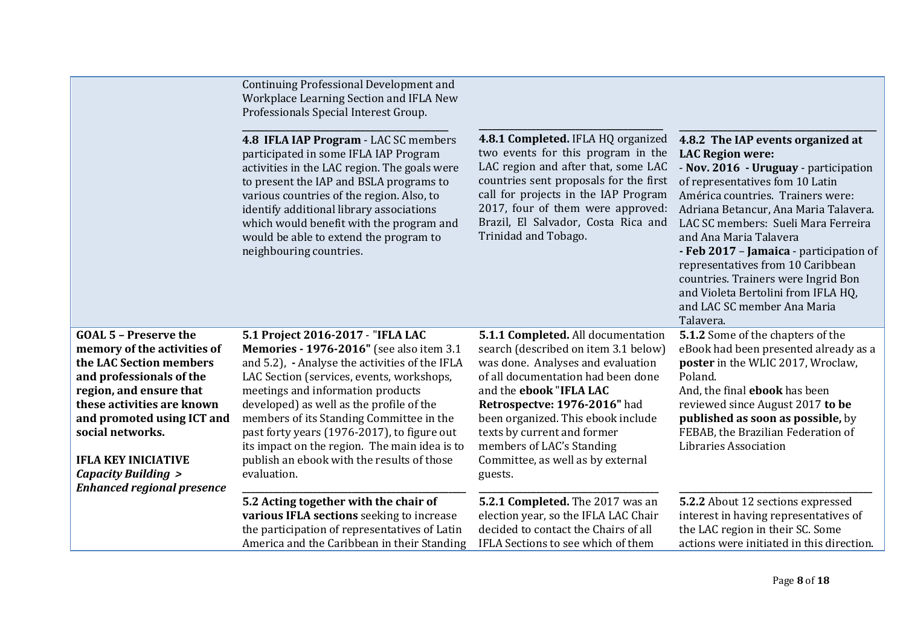| | | | |
|---|---|---|---|
| | Continuing Professional Development and Workplace Learning Section and IFLA New Professionals Special Interest Group. | | |
| | **4.8 IFLA IAP Program** - LAC SC members participated in some IFLA IAP Program activities in the LAC region. The goals were to present the IAP and BSLA programs to various countries of the region. Also, to identify additional library associations which would benefit with the program and would be able to extend the program to neighbouring countries. | **4.8.1 Completed.** IFLA HQ organized two events for this program in the LAC region and after that, some LAC countries sent proposals for the first call for projects in the IAP Program 2017, four of them were approved: Brazil, El Salvador, Costa Rica and Trinidad and Tobago. | **4.8.2 The IAP events organized at LAC Region were:** - **Nov. 2016 - Uruguay** - participation of representatives fom 10 Latin América countries. Trainers were: Adriana Betancur, Ana Maria Talavera. LAC SC members: Sueli Mara Ferreira and Ana Maria Talavera **- Feb 2017** – **Jamaica** - participation of representatives from 10 Caribbean countries. Trainers were Ingrid Bon and Violeta Bertolini from IFLA HQ, and LAC SC member Ana Maria Talavera. |
| **GOAL 5 – Preserve the memory of the activities of the LAC Section members and professionals of the region, and ensure that these activities are known and promoted using ICT and social networks.** <br><br> **IFLA KEY INICIATIVE** ***Capacity Building > Enhanced regional presence*** | **5.1 Project 2016-2017** - **"IFLA LAC Memories - 1976-2016"** (see also item 3.1 and 5.2), **-** Analyse the activities of the IFLA LAC Section (services, events, workshops, meetings and information products developed) as well as the profile of the members of its Standing Committee in the past forty years (1976-2017), to figure out its impact on the region. The main idea is to publish an ebook with the results of those evaluation. | **5.1.1 Completed.** All documentation search (described on item 3.1 below) was done. Analyses and evaluation of all documentation had been done and the **ebook "IFLA LAC Retrospectve: 1976-2016"** had been organized. This ebook include texts by current and former members of LAC's Standing Committee, as well as by external guests. | **5.1.2** Some of the chapters of the eBook had been presented already as a **poster** in the WLIC 2017, Wroclaw, Poland. And, the final **ebook** has been reviewed since August 2017 **to be published as soon as possible,** by FEBAB, the Brazilian Federation of Libraries Association |
| | **5.2 Acting together with the chair of various IFLA sections** seeking to increase the participation of representatives of Latin America and the Caribbean in their Standing | **5.2.1 Completed.** The 2017 was an election year, so the IFLA LAC Chair decided to contact the Chairs of all IFLA Sections to see which of them | **5.2.2** About 12 sections expressed interest in having representatives of the LAC region in their SC. Some actions were initiated in this direction. |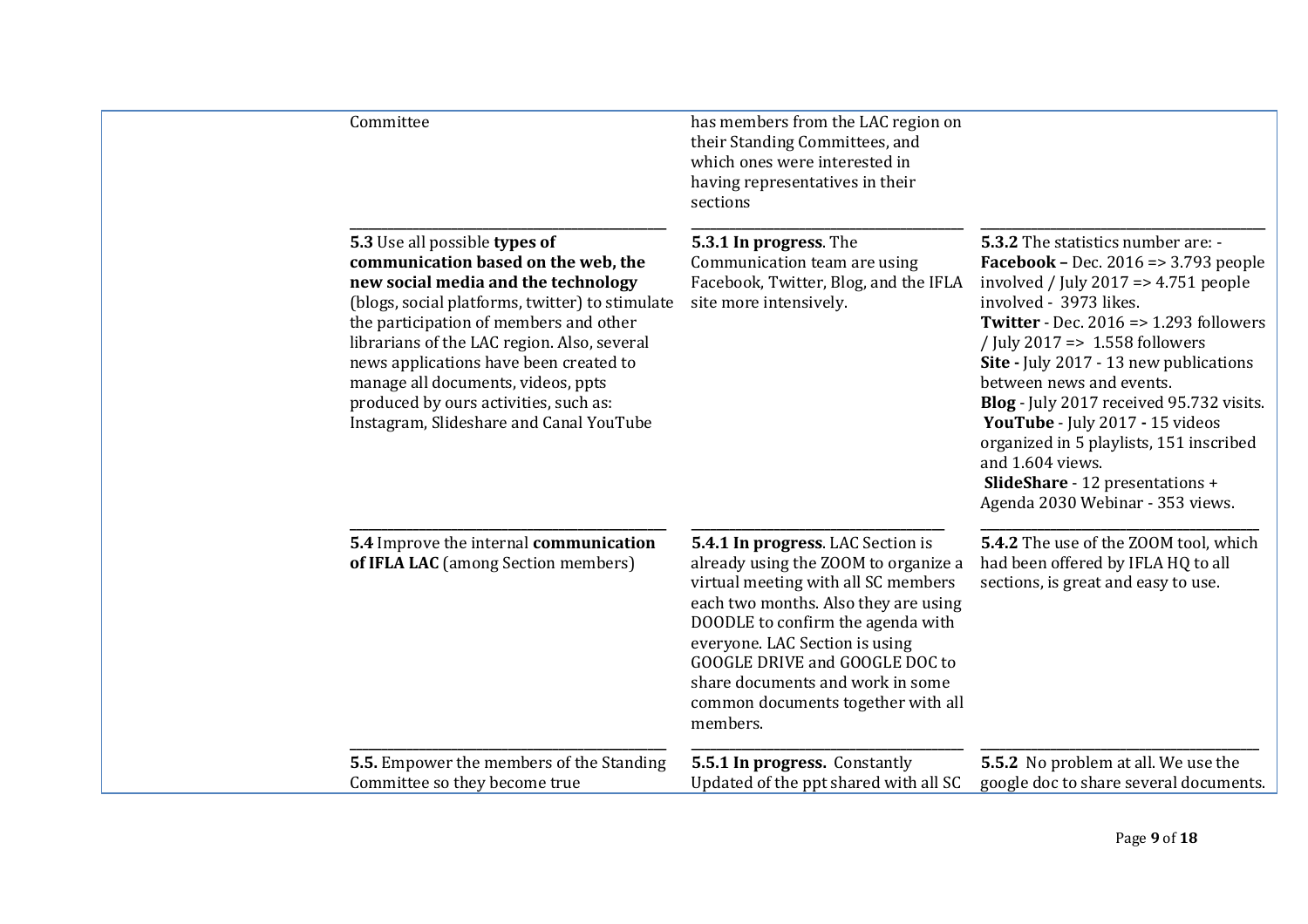| | | |
|---|---|---|
| Committee | has members from the LAC region on their Standing Committees, and which ones were interested in having representatives in their sections | |
| **5.3** Use all possible **types of communication based on the web, the new social media and the technology** (blogs, social platforms, twitter) to stimulate the participation of members and other librarians of the LAC region. Also, several news applications have been created to manage all documents, videos, ppts produced by ours activities, such as: Instagram, Slideshare and Canal YouTube | **5.3.1 In progress**. The Communication team are using Facebook, Twitter, Blog, and the IFLA site more intensively. | **5.3.2** The statistics number are: - **Facebook –** Dec. 2016 => 3.793 people involved / July 2017 => 4.751 people involved - 3973 likes. **Twitter** - Dec. 2016 => 1.293 followers / July 2017 => 1.558 followers **Site -** July 2017 - 13 new publications between news and events. **Blog** - July 2017 received 95.732 visits. **YouTube** - July 2017 **-** 15 videos organized in 5 playlists, 151 inscribed and 1.604 views. **SlideShare** - 12 presentations + Agenda 2030 Webinar - 353 views. |
| **5.4** Improve the internal **communication of IFLA LAC** (among Section members) | **5.4.1 In progress**. LAC Section is already using the ZOOM to organize a virtual meeting with all SC members each two months. Also they are using DOODLE to confirm the agenda with everyone. LAC Section is using GOOGLE DRIVE and GOOGLE DOC to share documents and work in some common documents together with all members. | **5.4.2** The use of the ZOOM tool, which had been offered by IFLA HQ to all sections, is great and easy to use. |
| **5.5.** Empower the members of the Standing Committee so they become true | **5.5.1 In progress.** Constantly Updated of the ppt shared with all SC | **5.5.2** No problem at all. We use the google doc to share several documents. |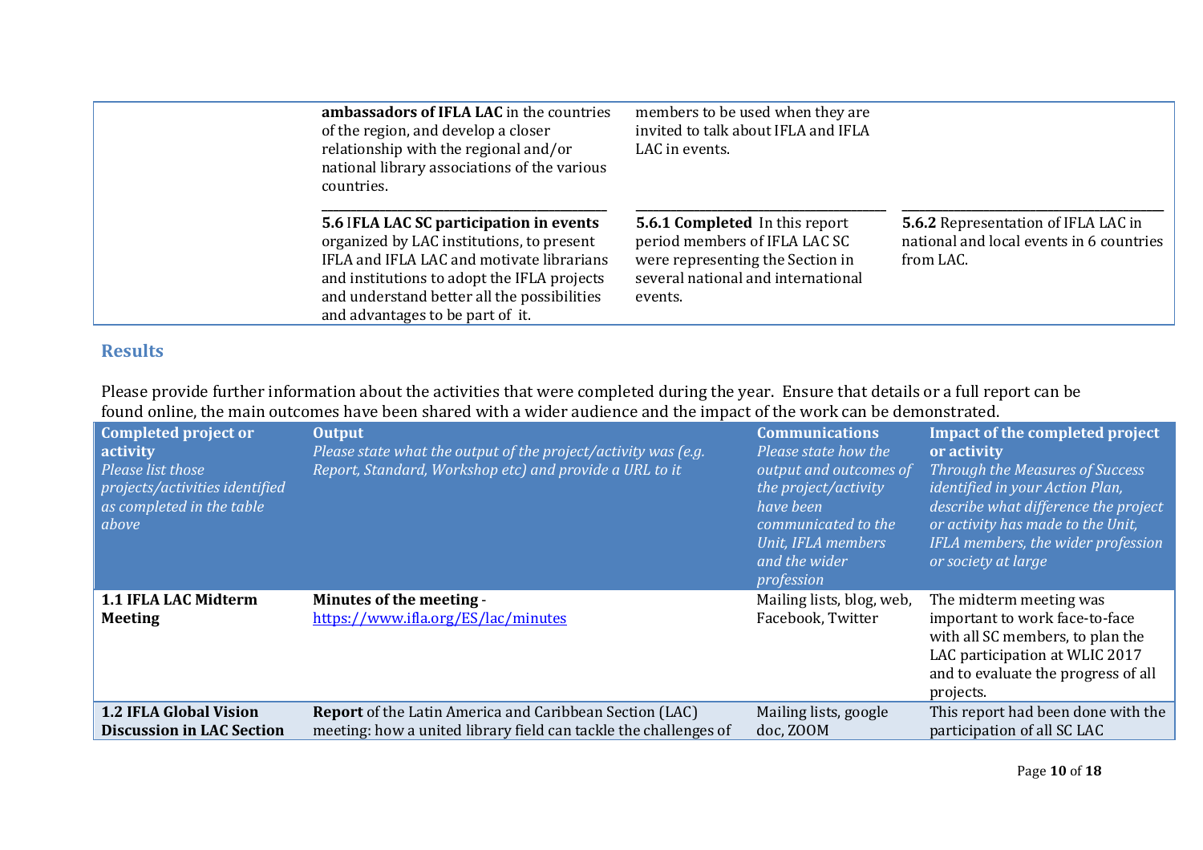| | | | |
|---|---|---|---|
| | **ambassadors of IFLA LAC** in the countries of the region, and develop a closer relationship with the regional and/or national library associations of the various countries. | members to be used when they are invited to talk about IFLA and IFLA LAC in events. | |
| | **5.6 IFLA LAC SC participation in events** organized by LAC institutions, to present IFLA and IFLA LAC and motivate librarians and institutions to adopt the IFLA projects and understand better all the possibilities and advantages to be part of it. | **5.6.1 Completed** In this report period members of IFLA LAC SC were representing the Section in several national and international events. | **5.6.2** Representation of IFLA LAC in national and local events in 6 countries from LAC. |

## Results

Please provide further information about the activities that were completed during the year. Ensure that details or a full report can be found online, the main outcomes have been shared with a wider audience and the impact of the work can be demonstrated.

| **Completed project or activity** *Please list those projects/activities identified as completed in the table above* | **Output** *Please state what the output of the project/activity was (e.g. Report, Standard, Workshop etc) and provide a URL to it* | **Communications** *Please state how the output and outcomes of the project/activity have been communicated to the Unit, IFLA members and the wider profession* | **Impact of the completed project or activity** *Through the Measures of Success identified in your Action Plan, describe what difference the project or activity has made to the Unit, IFLA members, the wider profession or society at large* |
|---|---|---|---|
| **1.1 IFLA LAC Midterm Meeting** | **Minutes of the meeting** - https://www.ifla.org/ES/lac/minutes | Mailing lists, blog, web, Facebook, Twitter | The midterm meeting was important to work face-to-face with all SC members, to plan the LAC participation at WLIC 2017 and to evaluate the progress of all projects. |
| **1.2 IFLA Global Vision Discussion in LAC Section** | **Report** of the Latin America and Caribbean Section (LAC) meeting: how a united library field can tackle the challenges of | Mailing lists, google doc, ZOOM | This report had been done with the participation of all SC LAC |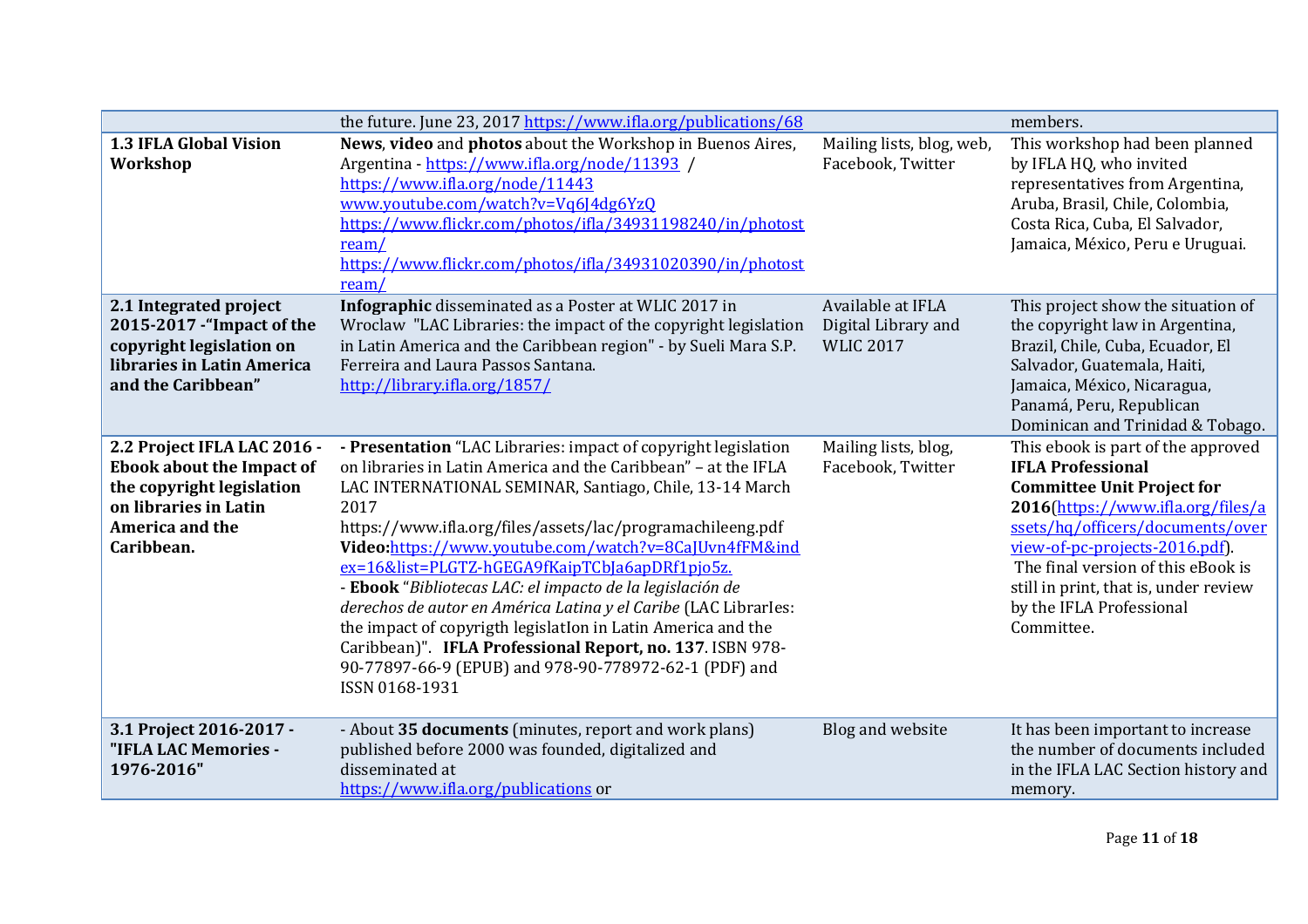| | | | |
|---|---|---|---|
| | the future. June 23, 2017 https://www.ifla.org/publications/68 | | members. |
| **1.3 IFLA Global Vision Workshop** | **News**, **video** and **photos** about the Workshop in Buenos Aires, Argentina - https://www.ifla.org/node/11393 / https://www.ifla.org/node/11443 www.youtube.com/watch?v=Vq6J4dg6YzQ https://www.flickr.com/photos/ifla/34931198240/in/photostream/ https://www.flickr.com/photos/ifla/34931020390/in/photostream/ | Mailing lists, blog, web, Facebook, Twitter | This workshop had been planned by IFLA HQ, who invited representatives from Argentina, Aruba, Brasil, Chile, Colombia, Costa Rica, Cuba, El Salvador, Jamaica, México, Peru e Uruguai. |
| **2.1 Integrated project 2015-2017 -"Impact of the copyright legislation on libraries in Latin America and the Caribbean"** | **Infographic** disseminated as a Poster at WLIC 2017 in Wroclaw "LAC Libraries: the impact of the copyright legislation in Latin America and the Caribbean region" - by Sueli Mara S.P. Ferreira and Laura Passos Santana. http://library.ifla.org/1857/ | Available at IFLA Digital Library and WLIC 2017 | This project show the situation of the copyright law in Argentina, Brazil, Chile, Cuba, Ecuador, El Salvador, Guatemala, Haiti, Jamaica, México, Nicaragua, Panamá, Peru, Republican Dominican and Trinidad & Tobago. |
| **2.2 Project IFLA LAC 2016 - Ebook about the Impact of the copyright legislation on libraries in Latin America and the Caribbean.** | **- Presentation** "LAC Libraries: impact of copyright legislation on libraries in Latin America and the Caribbean" – at the IFLA LAC INTERNATIONAL SEMINAR, Santiago, Chile, 13-14 March 2017 https://www.ifla.org/files/assets/lac/programachileeng.pdf **Video:**https://www.youtube.com/watch?v=8CaJUvn4fFM&index=16&list=PLGTZ-hGEGA9fKaipTCbJa6apDRf1pjo5z. - **Ebook** "*Bibliotecas LAC: el impacto de la legislación de derechos de autor en América Latina y el Caribe* (LAC LibrarIes: the impact of copyrigth legislatIon in Latin America and the Caribbean)". **IFLA Professional Report, no. 137**. ISBN 978-90-77897-66-9 (EPUB) and 978-90-778972-62-1 (PDF) and ISSN 0168-1931 | Mailing lists, blog, Facebook, Twitter | This ebook is part of the approved **IFLA Professional Committee Unit Project for 2016**(https://www.ifla.org/files/assets/hq/officers/documents/overview-of-pc-projects-2016.pdf). The final version of this eBook is still in print, that is, under review by the IFLA Professional Committee. |
| **3.1 Project 2016-2017 - "IFLA LAC Memories - 1976-2016"** | - About **35 documents** (minutes, report and work plans) published before 2000 was founded, digitalized and disseminated at https://www.ifla.org/publications or | Blog and website | It has been important to increase the number of documents included in the IFLA LAC Section history and memory. |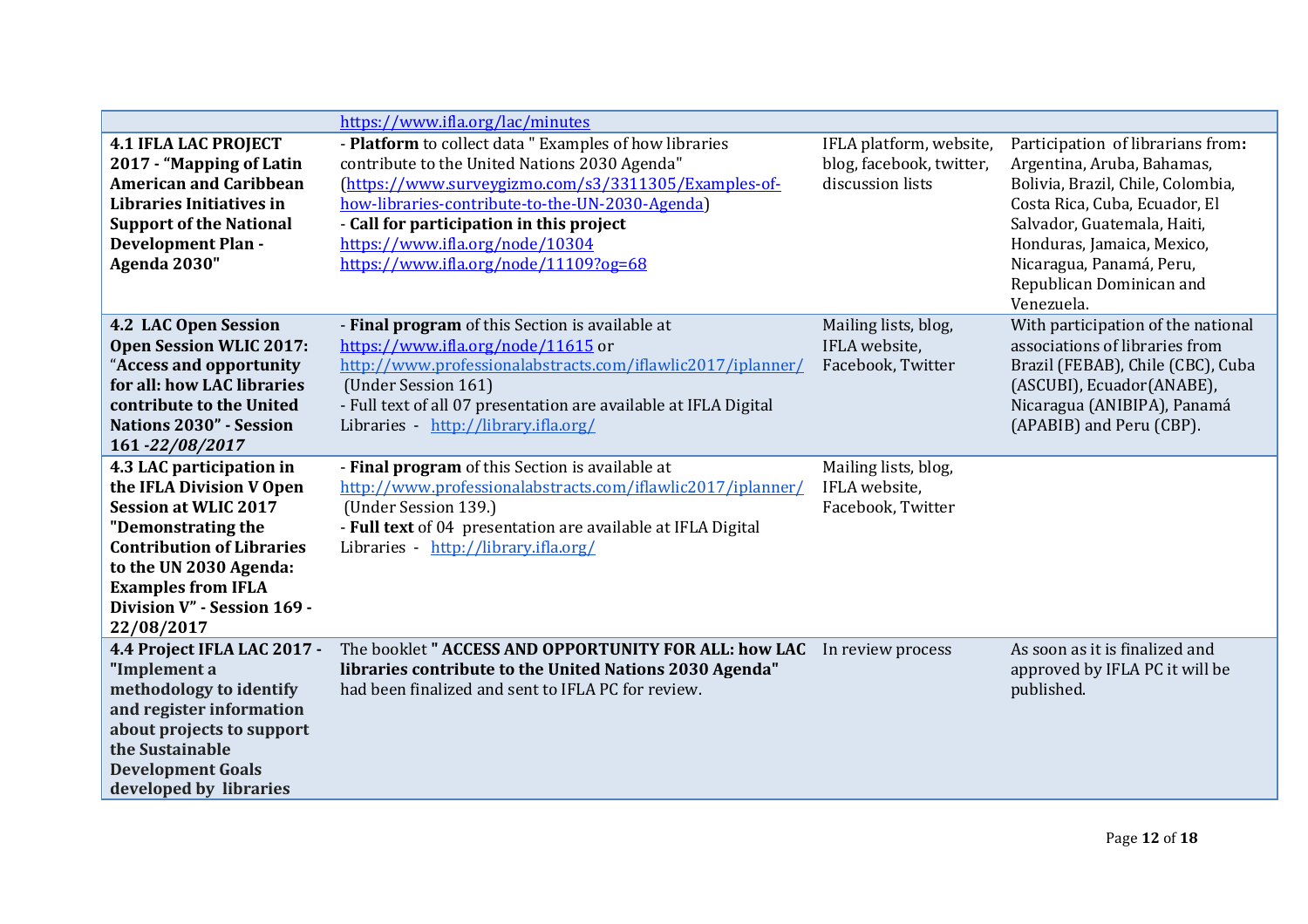| | | | |
|---|---|---|---|
| | https://www.ifla.org/lac/minutes | | |
| **4.1 IFLA LAC PROJECT 2017 - "Mapping of Latin American and Caribbean Libraries Initiatives in Support of the National Development Plan - Agenda 2030"** | - **Platform** to collect data " Examples of how libraries contribute to the United Nations 2030 Agenda" (https://www.surveygizmo.com/s3/3311305/Examples-of-how-libraries-contribute-to-the-UN-2030-Agenda)<br>- **Call for participation in this project**<br>https://www.ifla.org/node/10304<br>https://www.ifla.org/node/11109?og=68 | IFLA platform, website, blog, facebook, twitter, discussion lists | Participation of librarians from**:** Argentina, Aruba, Bahamas, Bolivia, Brazil, Chile, Colombia, Costa Rica, Cuba, Ecuador, El Salvador, Guatemala, Haiti, Honduras, Jamaica, Mexico, Nicaragua, Panamá, Peru, Republican Dominican and Venezuela. |
| **4.2 LAC Open Session Open Session WLIC 2017: "Access and opportunity for all: how LAC libraries contribute to the United Nations 2030" - Session 161 -*22/08/2017*** | - **Final program** of this Section is available at https://www.ifla.org/node/11615 or http://www.professionalabstracts.com/iflawlic2017/iplanner/ (Under Session 161)<br>- Full text of all 07 presentation are available at IFLA Digital Libraries - http://library.ifla.org/ | Mailing lists, blog, IFLA website, Facebook, Twitter | With participation of the national associations of libraries from Brazil (FEBAB), Chile (CBC), Cuba (ASCUBI), Ecuador(ANABE), Nicaragua (ANIBIPA), Panamá (APABIB) and Peru (CBP). |
| **4.3 LAC participation in the IFLA Division V Open Session at WLIC 2017 "Demonstrating the Contribution of Libraries to the UN 2030 Agenda: Examples from IFLA Division V" - Session 169 - 22/08/2017** | - **Final program** of this Section is available at http://www.professionalabstracts.com/iflawlic2017/iplanner/ (Under Session 139.)<br>- **Full text** of 04 presentation are available at IFLA Digital Libraries - http://library.ifla.org/ | Mailing lists, blog, IFLA website, Facebook, Twitter | |
| **4.4 Project IFLA LAC 2017 - "Implement a methodology to identify and register information about projects to support the Sustainable Development Goals developed by libraries** | The booklet **" ACCESS AND OPPORTUNITY FOR ALL: how LAC libraries contribute to the United Nations 2030 Agenda"** had been finalized and sent to IFLA PC for review. | In review process | As soon as it is finalized and approved by IFLA PC it will be published. |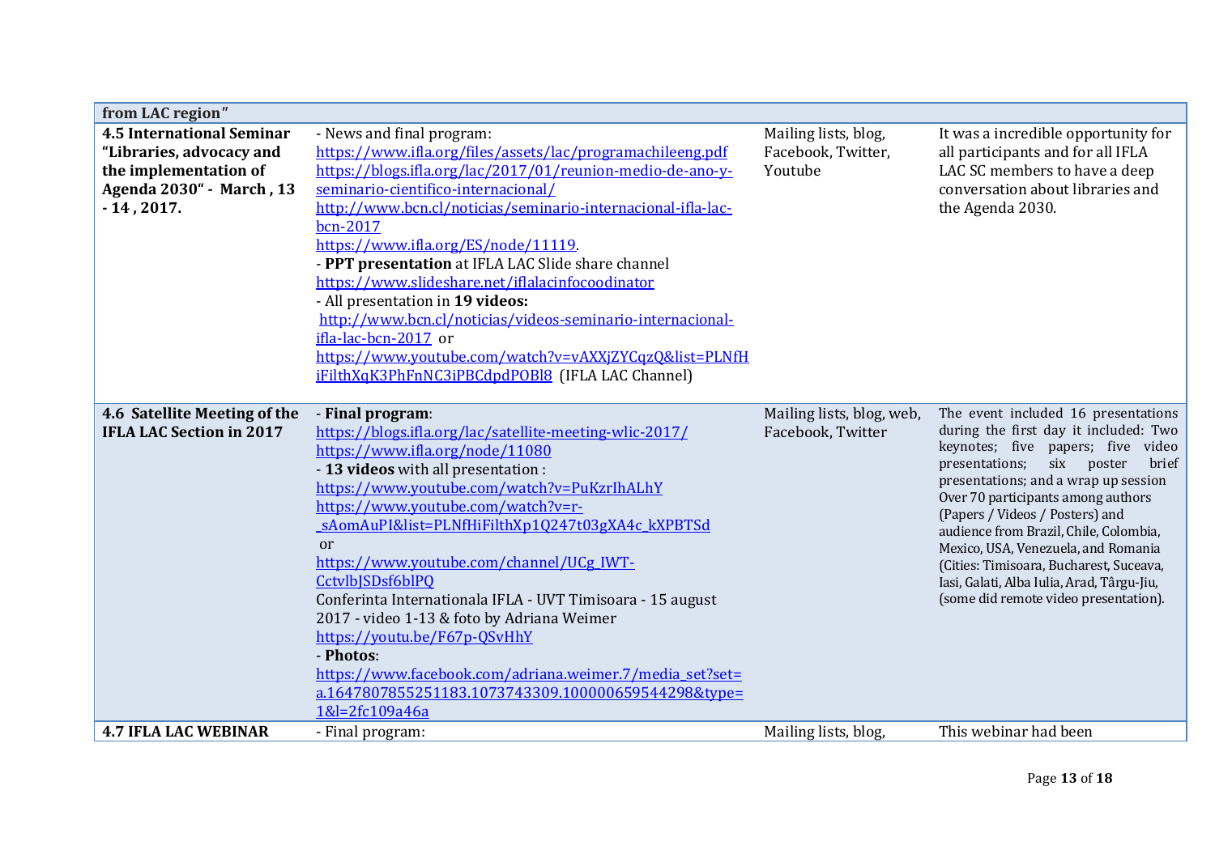| | | | |
|---|---|---|---|
| **from LAC region"** | | | |
| **4.5 International Seminar "Libraries, advocacy and the implementation of Agenda 2030" - March , 13 - 14 , 2017.** | - News and final program: https://www.ifla.org/files/assets/lac/programachileeng.pdf https://blogs.ifla.org/lac/2017/01/reunion-medio-de-ano-y-seminario-cientifico-internacional/ http://www.bcn.cl/noticias/seminario-internacional-ifla-lac-bcn-2017 https://www.ifla.org/ES/node/11119.<br>- **PPT presentation** at IFLA LAC Slide share channel https://www.slideshare.net/iflalacinfocoodinator<br>- All presentation in **19 videos:** http://www.bcn.cl/noticias/videos-seminario-internacional-ifla-lac-bcn-2017 or https://www.youtube.com/watch?v=vAXXjZYCqzQ&list=PLNfHiFilthXqK3PhFnNC3iPBCdpdPOBl8 (IFLA LAC Channel) | Mailing lists, blog, Facebook, Twitter, Youtube | It was a incredible opportunity for all participants and for all IFLA LAC SC members to have a deep conversation about libraries and the Agenda 2030. |
| **4.6 Satellite Meeting of the IFLA LAC Section in 2017** | - **Final program**: https://blogs.ifla.org/lac/satellite-meeting-wlic-2017/ https://www.ifla.org/node/11080<br>- **13 videos** with all presentation : https://www.youtube.com/watch?v=PuKzrIhALhY https://www.youtube.com/watch?v=r-_sAomAuPI&list=PLNfHiFilthXp1Q247t03gXA4c_kXPBTSd or https://www.youtube.com/channel/UCg_IWT-CctvlbJSDsf6blPQ<br>Conferinta Internationala IFLA - UVT Timisoara - 15 august 2017 - video 1-13 & foto by Adriana Weimer https://youtu.be/F67p-QSvHhY<br>- **Photos**: https://www.facebook.com/adriana.weimer.7/media_set?set=a.1647807855251183.1073743309.100000659544298&type=1&l=2fc109a46a | Mailing lists, blog, web, Facebook, Twitter | The event included 16 presentations during the first day it included: Two keynotes; five papers; five video presentations; six poster brief presentations; and a wrap up session Over 70 participants among authors (Papers / Videos / Posters) and audience from Brazil, Chile, Colombia, Mexico, USA, Venezuela, and Romania (Cities: Timisoara, Bucharest, Suceava, Iasi, Galati, Alba Iulia, Arad, Târgu-Jiu, (some did remote video presentation). |
| **4.7 IFLA LAC WEBINAR** | - Final program: | Mailing lists, blog, | This webinar had been |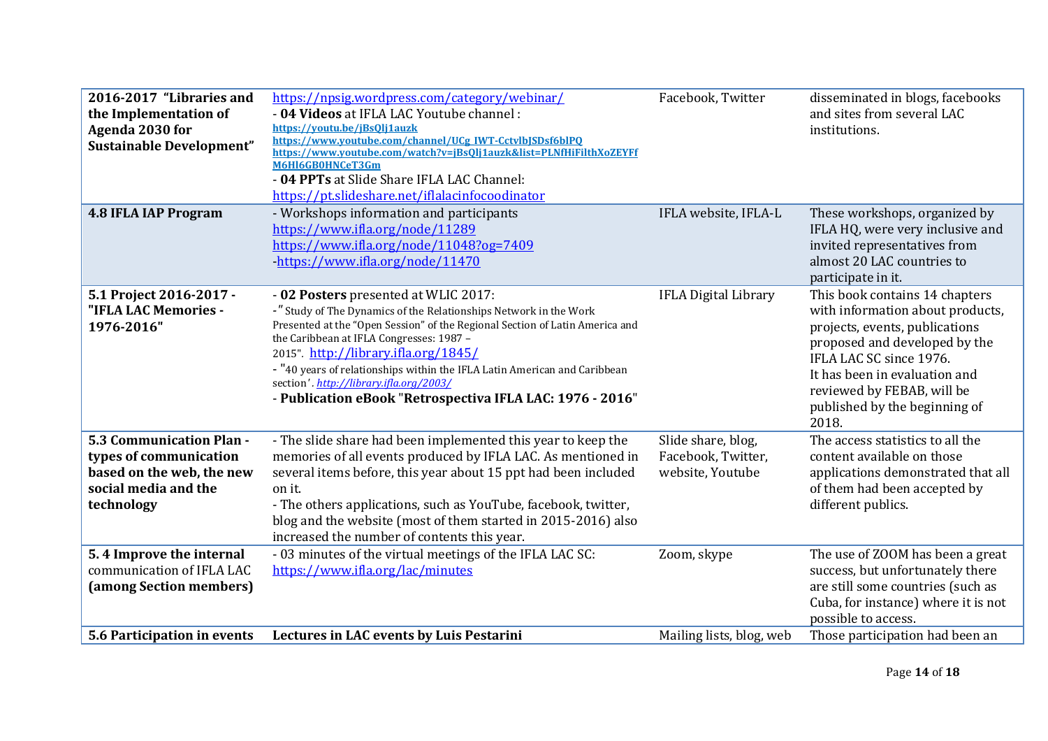| | | | |
|---|---|---|---|
| **2016-2017 "Libraries and the Implementation of Agenda 2030 for Sustainable Development"** | https://npsig.wordpress.com/category/webinar/ <br>- **04 Videos** at IFLA LAC Youtube channel : <br>https://youtu.be/jBsQlj1auzk <br>https://www.youtube.com/channel/UCg_IWT-CctvlbJSDsf6blPQ <br>https://www.youtube.com/watch?v=jBsQlj1auzk&list=PLNfHiFilthXoZEYFfM6Hl6GB0HNCeT3Gm <br>- **04 PPTs** at Slide Share IFLA LAC Channel: <br>https://pt.slideshare.net/iflalacinfocoodinator | Facebook, Twitter | disseminated in blogs, facebooks and sites from several LAC institutions. |
| **4.8 IFLA IAP Program** | - Workshops information and participants <br>https://www.ifla.org/node/11289 <br>https://www.ifla.org/node/11048?og=7409 <br>-https://www.ifla.org/node/11470 | IFLA website, IFLA-L | These workshops, organized by IFLA HQ, were very inclusive and invited representatives from almost 20 LAC countries to participate in it. |
| **5.1 Project 2016-2017 - "IFLA LAC Memories - 1976-2016"** | - **02 Posters** presented at WLIC 2017: <br>-" Study of The Dynamics of the Relationships Network in the Work Presented at the "Open Session" of the Regional Section of Latin America and the Caribbean at IFLA Congresses: 1987 – 2015". http://library.ifla.org/1845/ <br>- "40 years of relationships within the IFLA Latin American and Caribbean section'. *http://library.ifla.org/2003/* <br>- **Publication eBook "Retrospectiva IFLA LAC: 1976 - 2016"** | IFLA Digital Library | This book contains 14 chapters with information about products, projects, events, publications proposed and developed by the IFLA LAC SC since 1976. <br>It has been in evaluation and reviewed by FEBAB, will be published by the beginning of 2018. |
| **5.3 Communication Plan - types of communication based on the web, the new social media and the technology** | - The slide share had been implemented this year to keep the memories of all events produced by IFLA LAC. As mentioned in several items before, this year about 15 ppt had been included on it. <br>- The others applications, such as YouTube, facebook, twitter, blog and the website (most of them started in 2015-2016) also increased the number of contents this year. | Slide share, blog, Facebook, Twitter, website, Youtube | The access statistics to all the content available on those applications demonstrated that all of them had been accepted by different publics. |
| **5. 4 Improve the internal** communication of IFLA LAC **(among Section members)** | - 03 minutes of the virtual meetings of the IFLA LAC SC: <br>https://www.ifla.org/lac/minutes | Zoom, skype | The use of ZOOM has been a great success, but unfortunately there are still some countries (such as Cuba, for instance) where it is not possible to access. |
| **5.6 Participation in events** | **Lectures in LAC events by Luis Pestarini** | Mailing lists, blog, web | Those participation had been an |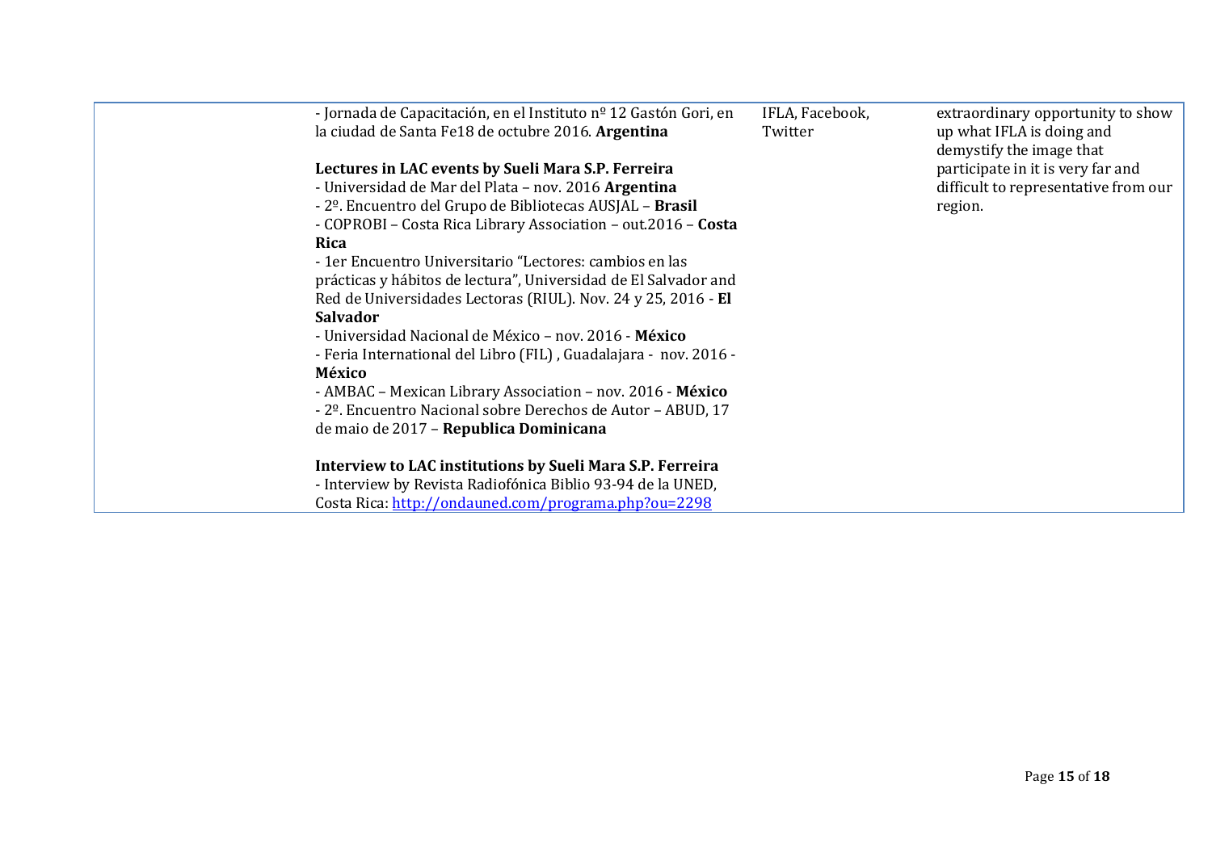| | | | |
|---|---|---|---|
| | - Jornada de Capacitación, en el Instituto nº 12 Gastón Gori, en la ciudad de Santa Fe18 de octubre 2016. **Argentina**<br><br>**Lectures in LAC events by Sueli Mara S.P. Ferreira**<br>- Universidad de Mar del Plata – nov. 2016 **Argentina**<br>- 2º. Encuentro del Grupo de Bibliotecas AUSJAL – **Brasil**<br>- COPROBI – Costa Rica Library Association – out.2016 – **Costa Rica**<br>- 1er Encuentro Universitario "Lectores: cambios en las prácticas y hábitos de lectura", Universidad de El Salvador and Red de Universidades Lectoras (RIUL). Nov. 24 y 25, 2016 - **El Salvador**<br>- Universidad Nacional de México – nov. 2016 - **México**<br>- Feria International del Libro (FIL) , Guadalajara - nov. 2016 - **México**<br>- AMBAC – Mexican Library Association – nov. 2016 - **México**<br>- 2º. Encuentro Nacional sobre Derechos de Autor – ABUD, 17 de maio de 2017 – **Republica Dominicana**<br><br>**Interview to LAC institutions by Sueli Mara S.P. Ferreira**<br>- Interview by Revista Radiofónica Biblio 93-94 de la UNED, Costa Rica: [http://ondauned.com/programa.php?ou=2298](http://ondauned.com/programa.php?ou=2298) | IFLA, Facebook, Twitter | extraordinary opportunity to show up what IFLA is doing and demystify the image that participate in it is very far and difficult to representative from our region. |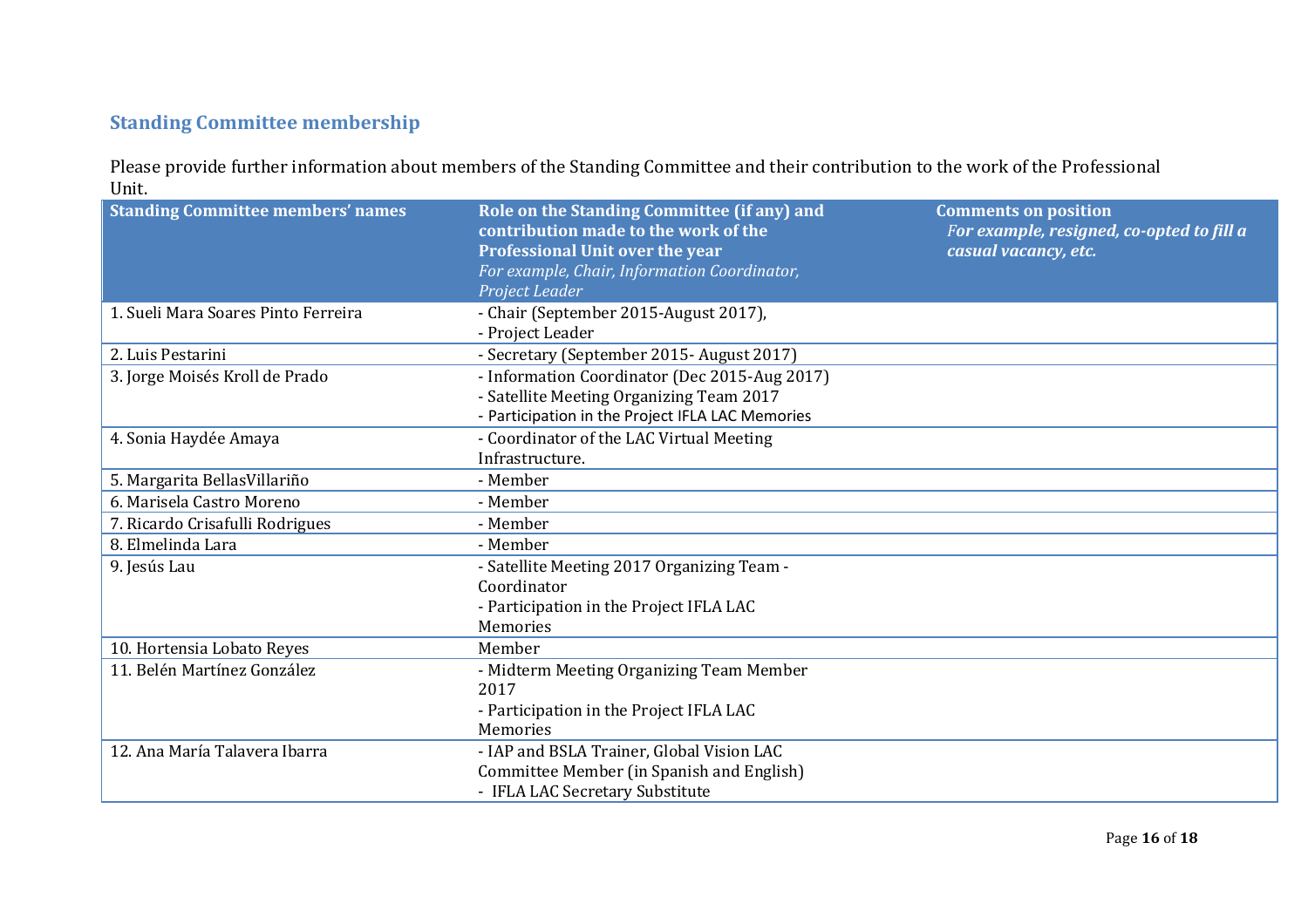## Standing Committee membership

Please provide further information about members of the Standing Committee and their contribution to the work of the Professional Unit.

| Standing Committee members' names | Role on the Standing Committee (if any) and contribution made to the work of the Professional Unit over the year *For example, Chair, Information Coordinator, Project Leader* | Comments on position *For example, resigned, co-opted to fill a casual vacancy, etc.* |
|---|---|---|
| 1. Sueli Mara Soares Pinto Ferreira | - Chair (September 2015-August 2017),<br>- Project Leader | |
| 2. Luis Pestarini | - Secretary (September 2015- August 2017) | |
| 3. Jorge Moisés Kroll de Prado | - Information Coordinator (Dec 2015-Aug 2017)<br>- Satellite Meeting Organizing Team 2017<br>- Participation in the Project IFLA LAC Memories | |
| 4. Sonia Haydée Amaya | - Coordinator of the LAC Virtual Meeting Infrastructure. | |
| 5. Margarita BellasVillariño | - Member | |
| 6. Marisela Castro Moreno | - Member | |
| 7. Ricardo Crisafulli Rodrigues | - Member | |
| 8. Elmelinda Lara | - Member | |
| 9. Jesús Lau | - Satellite Meeting 2017 Organizing Team - Coordinator<br>- Participation in the Project IFLA LAC Memories | |
| 10. Hortensia Lobato Reyes | Member | |
| 11. Belén Martínez González | - Midterm Meeting Organizing Team Member 2017<br>- Participation in the Project IFLA LAC Memories | |
| 12. Ana María Talavera Ibarra | - IAP and BSLA Trainer, Global Vision LAC Committee Member (in Spanish and English)<br>- IFLA LAC Secretary Substitute | |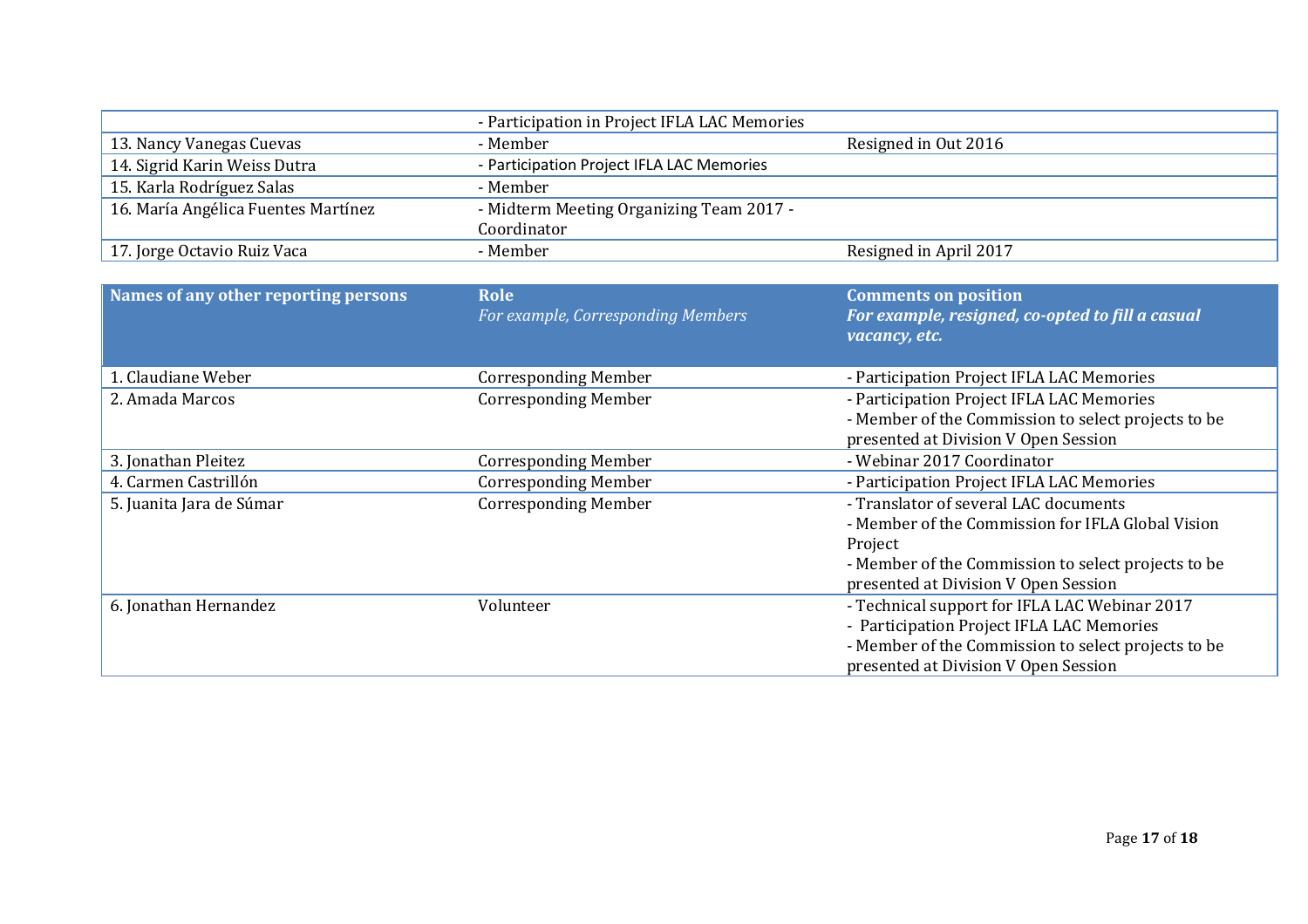| | | |
|---|---|---|
| | - Participation in Project IFLA LAC Memories | |
| 13. Nancy Vanegas Cuevas | - Member | Resigned in Out 2016 |
| 14. Sigrid Karin Weiss Dutra | - Participation Project IFLA LAC Memories | |
| 15. Karla Rodríguez Salas | - Member | |
| 16. María Angélica Fuentes Martínez | - Midterm Meeting Organizing Team 2017 - Coordinator | |
| 17. Jorge Octavio Ruiz Vaca | - Member | Resigned in April 2017 |

| **Names of any other reporting persons** | **Role** *For example, Corresponding Members* | **Comments on position** ***For example, resigned, co-opted to fill a casual vacancy, etc.*** |
|---|---|---|
| 1. Claudiane Weber | Corresponding Member | - Participation Project IFLA LAC Memories |
| 2. Amada Marcos | Corresponding Member | - Participation Project IFLA LAC Memories<br>- Member of the Commission to select projects to be presented at Division V Open Session |
| 3. Jonathan Pleitez | Corresponding Member | - Webinar 2017 Coordinator |
| 4. Carmen Castrillón | Corresponding Member | - Participation Project IFLA LAC Memories |
| 5. Juanita Jara de Súmar | Corresponding Member | - Translator of several LAC documents<br>- Member of the Commission for IFLA Global Vision Project<br>- Member of the Commission to select projects to be presented at Division V Open Session |
| 6. Jonathan Hernandez | Volunteer | - Technical support for IFLA LAC Webinar 2017<br>- Participation Project IFLA LAC Memories<br>- Member of the Commission to select projects to be presented at Division V Open Session |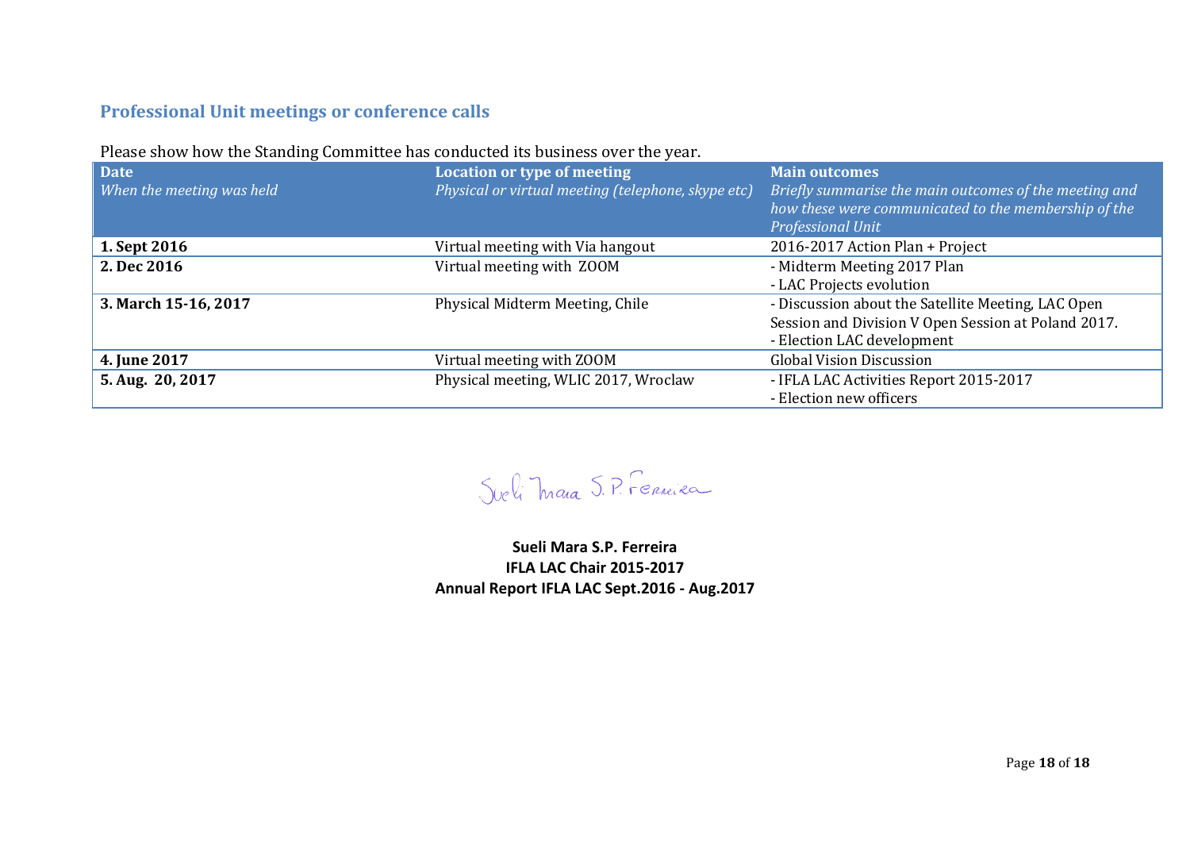## Professional Unit meetings or conference calls

Please show how the Standing Committee has conducted its business over the year.

| **Date**<br>*When the meeting was held* | **Location or type of meeting**<br>*Physical or virtual meeting (telephone, skype etc)* | **Main outcomes**<br>*Briefly summarise the main outcomes of the meeting and how these were communicated to the membership of the Professional Unit* |
|---|---|---|
| **1. Sept 2016** | Virtual meeting with Via hangout | 2016-2017 Action Plan + Project |
| **2. Dec 2016** | Virtual meeting with ZOOM | - Midterm Meeting 2017 Plan<br>- LAC Projects evolution |
| **3. March 15-16, 2017** | Physical Midterm Meeting, Chile | - Discussion about the Satellite Meeting, LAC Open Session and Division V Open Session at Poland 2017.<br>- Election LAC development |
| **4. June 2017** | Virtual meeting with ZOOM | Global Vision Discussion |
| **5. Aug. 20, 2017** | Physical meeting, WLIC 2017, Wroclaw | - IFLA LAC Activities Report 2015-2017<br>- Election new officers |

Sueli Mara S.P. Ferreira

**Sueli Mara S.P. Ferreira**
**IFLA LAC Chair 2015-2017**
**Annual Report IFLA LAC Sept.2016 - Aug.2017**